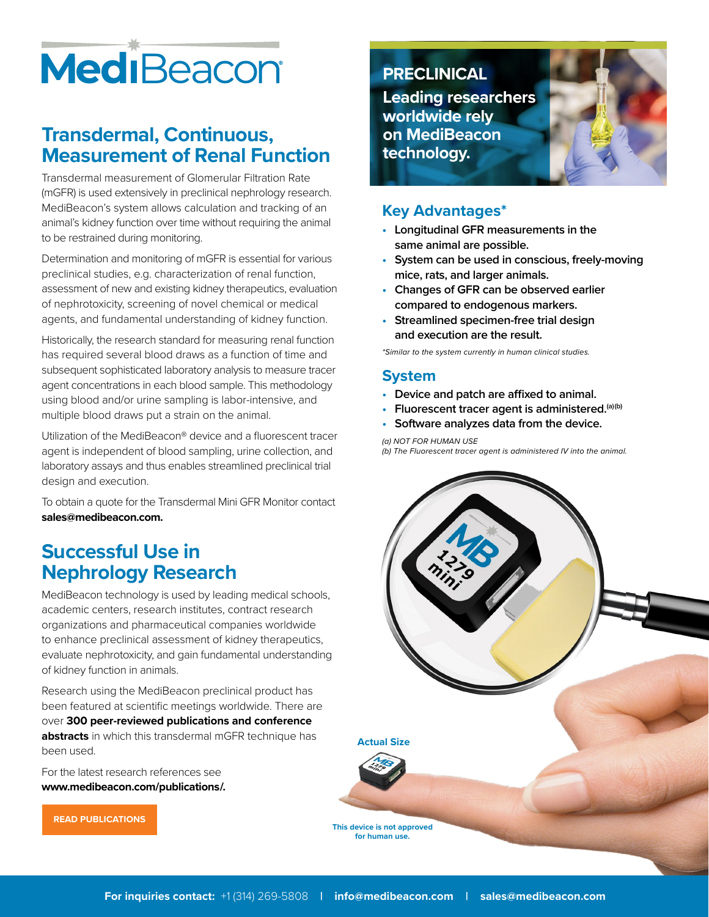# MediBeacon

## Transdermal, Continuous, Measurement of Renal Function

Transdermal measurement of Glomerular Filtration Rate (mGFR) is used extensively in preclinical nephrology research. MediBeacon's system allows calculation and tracking of an animal's kidney function over time without requiring the animal to be restrained during monitoring.

Determination and monitoring of mGFR is essential for various preclinical studies, e.g. characterization of renal function, assessment of new and existing kidney therapeutics, evaluation of nephrotoxicity, screening of novel chemical or medical agents, and fundamental understanding of kidney function.

Historically, the research standard for measuring renal function has required several blood draws as a function of time and subsequent sophisticated laboratory analysis to measure tracer agent concentrations in each blood sample. This methodology using blood and/or urine sampling is labor-intensive, and multiple blood draws put a strain on the animal.

Utilization of the MediBeacon® device and a fluorescent tracer agent is independent of blood sampling, urine collection, and laboratory assays and thus enables streamlined preclinical trial design and execution.

To obtain a quote for the Transdermal Mini GFR Monitor contact **sales@medibeacon.com.**

## Successful Use in Nephrology Research

MediBeacon technology is used by leading medical schools, academic centers, research institutes, contract research organizations and pharmaceutical companies worldwide to enhance preclinical assessment of kidney therapeutics, evaluate nephrotoxicity, and gain fundamental understanding of kidney function in animals.

Research using the MediBeacon preclinical product has been featured at scientific meetings worldwide. There are over **300 peer-reviewed publications and conference abstracts** in which this transdermal mGFR technique has been used.

For the latest research references see **www.medibeacon.com/publications/.**

**READ PUBLICATIONS**

## PRECLINICAL

**Leading researchers worldwide rely on MediBeacon technology.**

## Key Advantages*

- Longitudinal GFR measurements in the same animal are possible.
- System can be used in conscious, freely-moving mice, rats, and larger animals.
- Changes of GFR can be observed earlier compared to endogenous markers.
- Streamlined specimen-free trial design and execution are the result.

*\*Similar to the system currently in human clinical studies.*

## System

- Device and patch are affixed to animal.
- Fluorescent tracer agent is administered.[a][b]
- Software analyzes data from the device.

*(a) NOT FOR HUMAN USE*
*(b) The Fluorescent tracer agent is administered IV into the animal.*

**Actual Size**

**This device is not approved for human use.**

**For inquiries contact:** +1 (314) 269-5808 | **info@medibeacon.com** | **sales@medibeacon.com**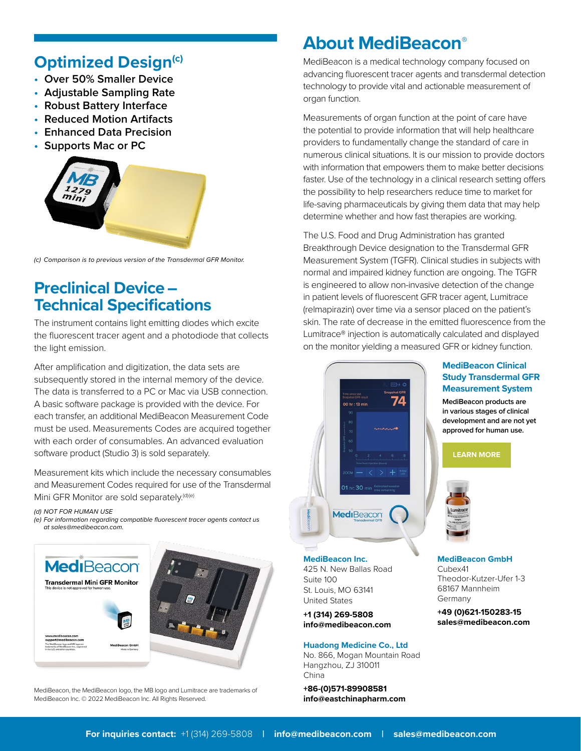## Optimized Design[c]

- Over 50% Smaller Device
- Adjustable Sampling Rate
- Robust Battery Interface
- Reduced Motion Artifacts
- Enhanced Data Precision
- Supports Mac or PC

*(c) Comparison is to previous version of the Transdermal GFR Monitor.*

## Preclinical Device – Technical Specifications

The instrument contains light emitting diodes which excite the fluorescent tracer agent and a photodiode that collects the light emission.

After amplification and digitization, the data sets are subsequently stored in the internal memory of the device. The data is transferred to a PC or Mac via USB connection. A basic software package is provided with the device. For each transfer, an additional MediBeacon Measurement Code must be used. Measurements Codes are acquired together with each order of consumables. An advanced evaluation software product (Studio 3) is sold separately.

Measurement kits which include the necessary consumables and Measurement Codes required for use of the Transdermal Mini GFR Monitor are sold separately.[d][e]

*(d) NOT FOR HUMAN USE*
*(e) For information regarding compatible fluorescent tracer agents contact us at sales@medibeacon.com.*

MediBeacon, the MediBeacon logo, the MB logo and Lumitrace are trademarks of MediBeacon Inc. © 2022 MediBeacon Inc. All Rights Reserved.

## About MediBeacon®

MediBeacon is a medical technology company focused on advancing fluorescent tracer agents and transdermal detection technology to provide vital and actionable measurement of organ function.

Measurements of organ function at the point of care have the potential to provide information that will help healthcare providers to fundamentally change the standard of care in numerous clinical situations. It is our mission to provide doctors with information that empowers them to make better decisions faster. Use of the technology in a clinical research setting offers the possibility to help researchers reduce time to market for life-saving pharmaceuticals by giving them data that may help determine whether and how fast therapies are working.

The U.S. Food and Drug Administration has granted Breakthrough Device designation to the Transdermal GFR Measurement System (TGFR). Clinical studies in subjects with normal and impaired kidney function are ongoing. The TGFR is engineered to allow non-invasive detection of the change in patient levels of fluorescent GFR tracer agent, Lumitrace (relmapirazin) over time via a sensor placed on the patient's skin. The rate of decrease in the emitted fluorescence from the Lumitrace® injection is automatically calculated and displayed on the monitor yielding a measured GFR or kidney function.

### MediBeacon Clinical Study Transdermal GFR Measurement System

**MediBeacon products are in various stages of clinical development and are not yet approved for human use.**

LEARN MORE

**MediBeacon Inc.**
425 N. New Ballas Road
Suite 100
St. Louis, MO 63141
United States

**+1 (314) 269-5808**
**info@medibeacon.com**

**MediBeacon GmbH**
Cubex41
Theodor-Kutzer-Ufer 1-3
68167 Mannheim
Germany

**+49 (0)621-150283-15**
**sales@medibeacon.com**

**Huadong Medicine Co., Ltd**
No. 866, Mogan Mountain Road
Hangzhou, ZJ 310011
China

**+86-(0)571-89908581**
**info@eastchinapharm.com**

**For inquiries contact:** +1 (314) 269-5808 | **info@medibeacon.com** | **sales@medibeacon.com**